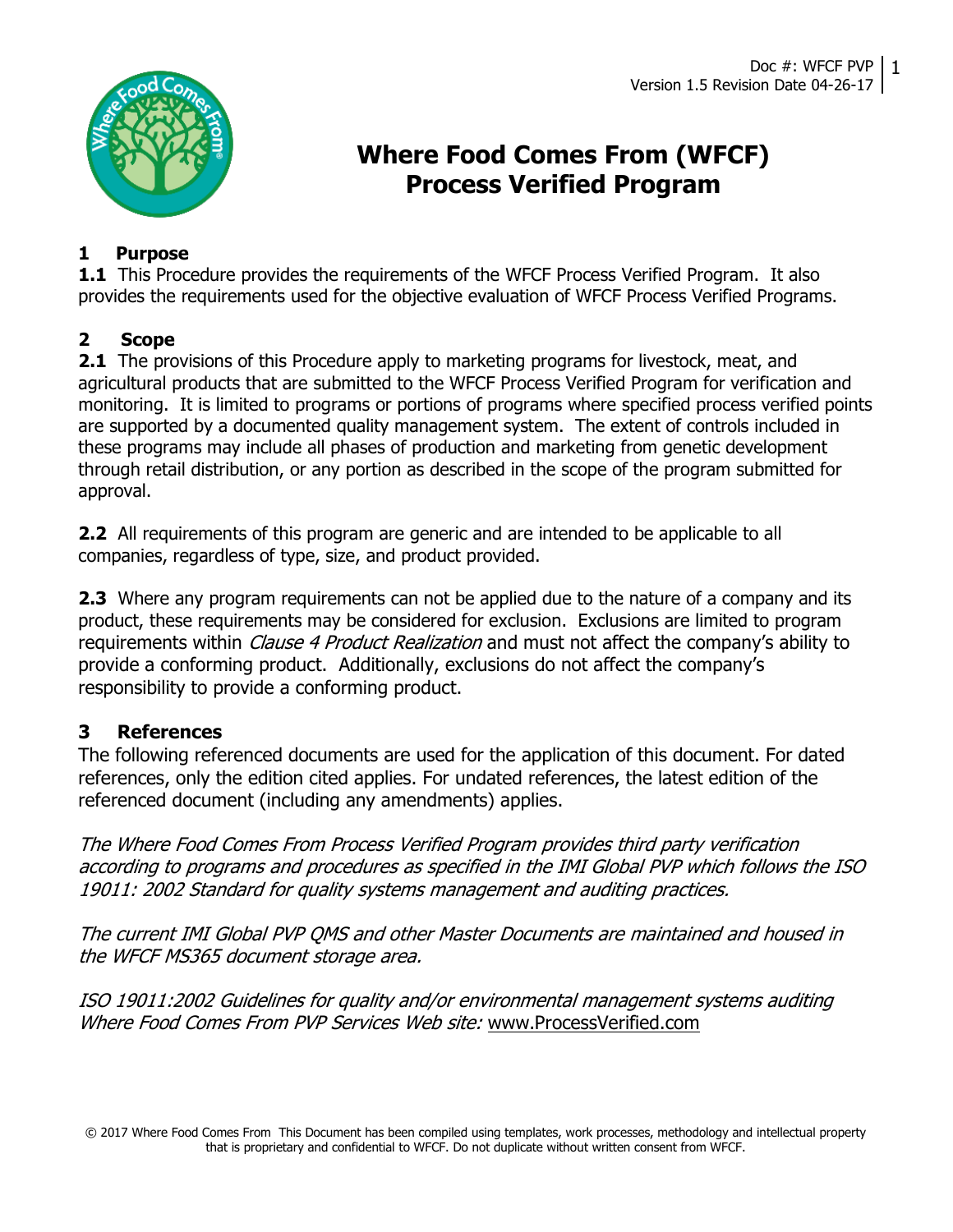# Where Food Comes From (WFCF) Process Verified Program

## 1 Purpose

**1.1** This Procedure provides the requirements of the WFCF Process Verified Program. It also provides the requirements used for the objective evaluation of WFCF Process Verified Programs.

## 2 Scope

**2.1** The provisions of this Procedure apply to marketing programs for livestock, meat, and agricultural products that are submitted to the WFCF Process Verified Program for verification and monitoring. It is limited to programs or portions of programs where specified process verified points are supported by a documented quality management system. The extent of controls included in these programs may include all phases of production and marketing from genetic development through retail distribution, or any portion as described in the scope of the program submitted for approval.

**2.2** All requirements of this program are generic and are intended to be applicable to all companies, regardless of type, size, and product provided.

**2.3** Where any program requirements can not be applied due to the nature of a company and its product, these requirements may be considered for exclusion. Exclusions are limited to program requirements within *Clause 4 Product Realization* and must not affect the company's ability to provide a conforming product. Additionally, exclusions do not affect the company's responsibility to provide a conforming product.

## 3 References

The following referenced documents are used for the application of this document. For dated references, only the edition cited applies. For undated references, the latest edition of the referenced document (including any amendments) applies.

*The Where Food Comes From Process Verified Program provides third party verification according to programs and procedures as specified in the IMI Global PVP which follows the ISO 19011: 2002 Standard for quality systems management and auditing practices.*

*The current IMI Global PVP QMS and other Master Documents are maintained and housed in the WFCF MS365 document storage area.*

*ISO 19011:2002 Guidelines for quality and/or environmental management systems auditing*
*Where Food Comes From PVP Services Web site:* www.ProcessVerified.com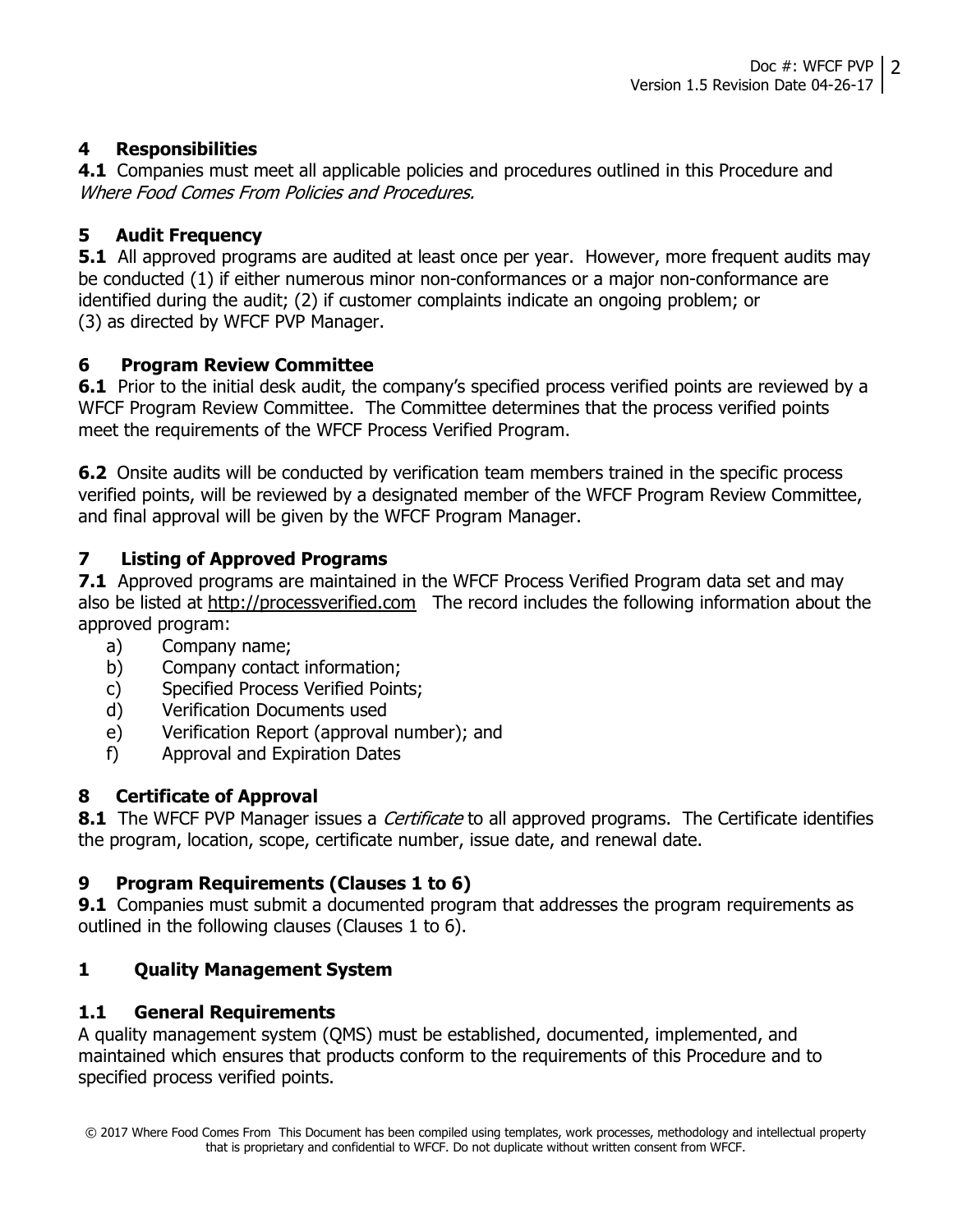## 4 Responsibilities

**4.1** Companies must meet all applicable policies and procedures outlined in this Procedure and *Where Food Comes From Policies and Procedures.*

## 5 Audit Frequency

**5.1** All approved programs are audited at least once per year. However, more frequent audits may be conducted (1) if either numerous minor non-conformances or a major non-conformance are identified during the audit; (2) if customer complaints indicate an ongoing problem; or (3) as directed by WFCF PVP Manager.

## 6 Program Review Committee

**6.1** Prior to the initial desk audit, the company's specified process verified points are reviewed by a WFCF Program Review Committee. The Committee determines that the process verified points meet the requirements of the WFCF Process Verified Program.

**6.2** Onsite audits will be conducted by verification team members trained in the specific process verified points, will be reviewed by a designated member of the WFCF Program Review Committee, and final approval will be given by the WFCF Program Manager.

## 7 Listing of Approved Programs

**7.1** Approved programs are maintained in the WFCF Process Verified Program data set and may also be listed at http://processverified.com The record includes the following information about the approved program:

a) Company name;
b) Company contact information;
c) Specified Process Verified Points;
d) Verification Documents used
e) Verification Report (approval number); and
f) Approval and Expiration Dates

## 8 Certificate of Approval

**8.1** The WFCF PVP Manager issues a *Certificate* to all approved programs. The Certificate identifies the program, location, scope, certificate number, issue date, and renewal date.

## 9 Program Requirements (Clauses 1 to 6)

**9.1** Companies must submit a documented program that addresses the program requirements as outlined in the following clauses (Clauses 1 to 6).

## 1 Quality Management System

### 1.1 General Requirements

A quality management system (QMS) must be established, documented, implemented, and maintained which ensures that products conform to the requirements of this Procedure and to specified process verified points.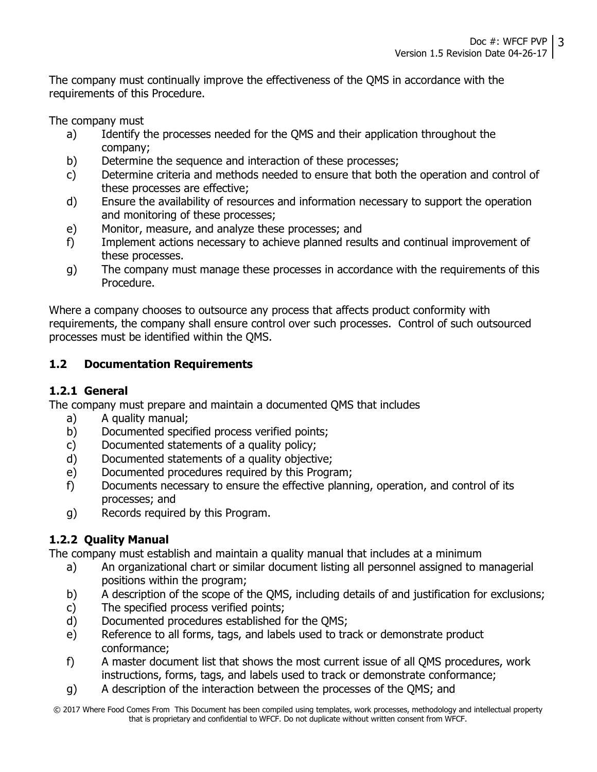The company must continually improve the effectiveness of the QMS in accordance with the requirements of this Procedure.

The company must

a) Identify the processes needed for the QMS and their application throughout the company;
b) Determine the sequence and interaction of these processes;
c) Determine criteria and methods needed to ensure that both the operation and control of these processes are effective;
d) Ensure the availability of resources and information necessary to support the operation and monitoring of these processes;
e) Monitor, measure, and analyze these processes; and
f) Implement actions necessary to achieve planned results and continual improvement of these processes.
g) The company must manage these processes in accordance with the requirements of this Procedure.

Where a company chooses to outsource any process that affects product conformity with requirements, the company shall ensure control over such processes. Control of such outsourced processes must be identified within the QMS.

## 1.2 Documentation Requirements

### 1.2.1 General

The company must prepare and maintain a documented QMS that includes

a) A quality manual;
b) Documented specified process verified points;
c) Documented statements of a quality policy;
d) Documented statements of a quality objective;
e) Documented procedures required by this Program;
f) Documents necessary to ensure the effective planning, operation, and control of its processes; and
g) Records required by this Program.

### 1.2.2 Quality Manual

The company must establish and maintain a quality manual that includes at a minimum

a) An organizational chart or similar document listing all personnel assigned to managerial positions within the program;
b) A description of the scope of the QMS, including details of and justification for exclusions;
c) The specified process verified points;
d) Documented procedures established for the QMS;
e) Reference to all forms, tags, and labels used to track or demonstrate product conformance;
f) A master document list that shows the most current issue of all QMS procedures, work instructions, forms, tags, and labels used to track or demonstrate conformance;
g) A description of the interaction between the processes of the QMS; and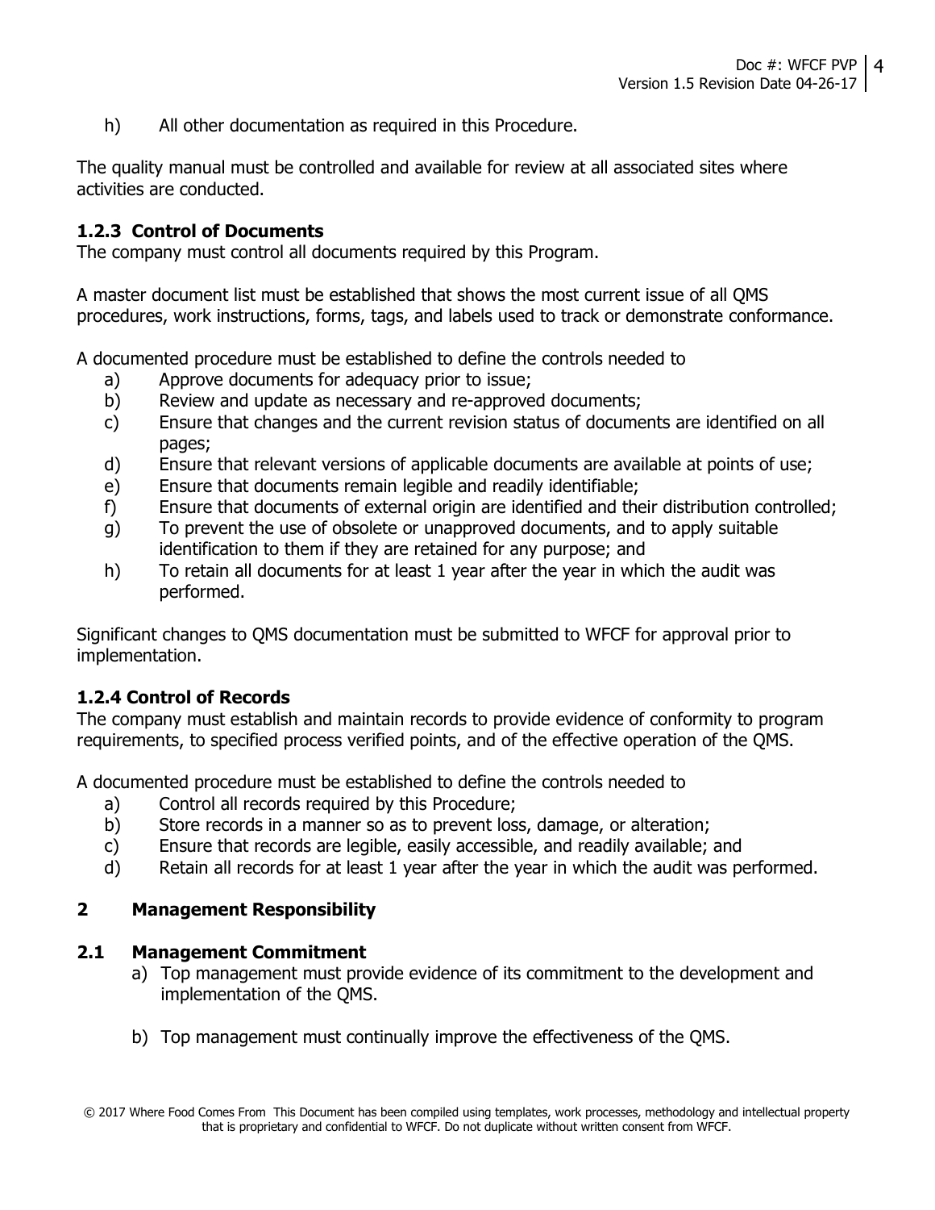h) All other documentation as required in this Procedure.

The quality manual must be controlled and available for review at all associated sites where activities are conducted.

### 1.2.3 Control of Documents

The company must control all documents required by this Program.

A master document list must be established that shows the most current issue of all QMS procedures, work instructions, forms, tags, and labels used to track or demonstrate conformance.

A documented procedure must be established to define the controls needed to

a) Approve documents for adequacy prior to issue;
b) Review and update as necessary and re-approved documents;
c) Ensure that changes and the current revision status of documents are identified on all pages;
d) Ensure that relevant versions of applicable documents are available at points of use;
e) Ensure that documents remain legible and readily identifiable;
f) Ensure that documents of external origin are identified and their distribution controlled;
g) To prevent the use of obsolete or unapproved documents, and to apply suitable identification to them if they are retained for any purpose; and
h) To retain all documents for at least 1 year after the year in which the audit was performed.

Significant changes to QMS documentation must be submitted to WFCF for approval prior to implementation.

### 1.2.4 Control of Records

The company must establish and maintain records to provide evidence of conformity to program requirements, to specified process verified points, and of the effective operation of the QMS.

A documented procedure must be established to define the controls needed to

a) Control all records required by this Procedure;
b) Store records in a manner so as to prevent loss, damage, or alteration;
c) Ensure that records are legible, easily accessible, and readily available; and
d) Retain all records for at least 1 year after the year in which the audit was performed.

## 2 Management Responsibility

### 2.1 Management Commitment

a) Top management must provide evidence of its commitment to the development and implementation of the QMS.

b) Top management must continually improve the effectiveness of the QMS.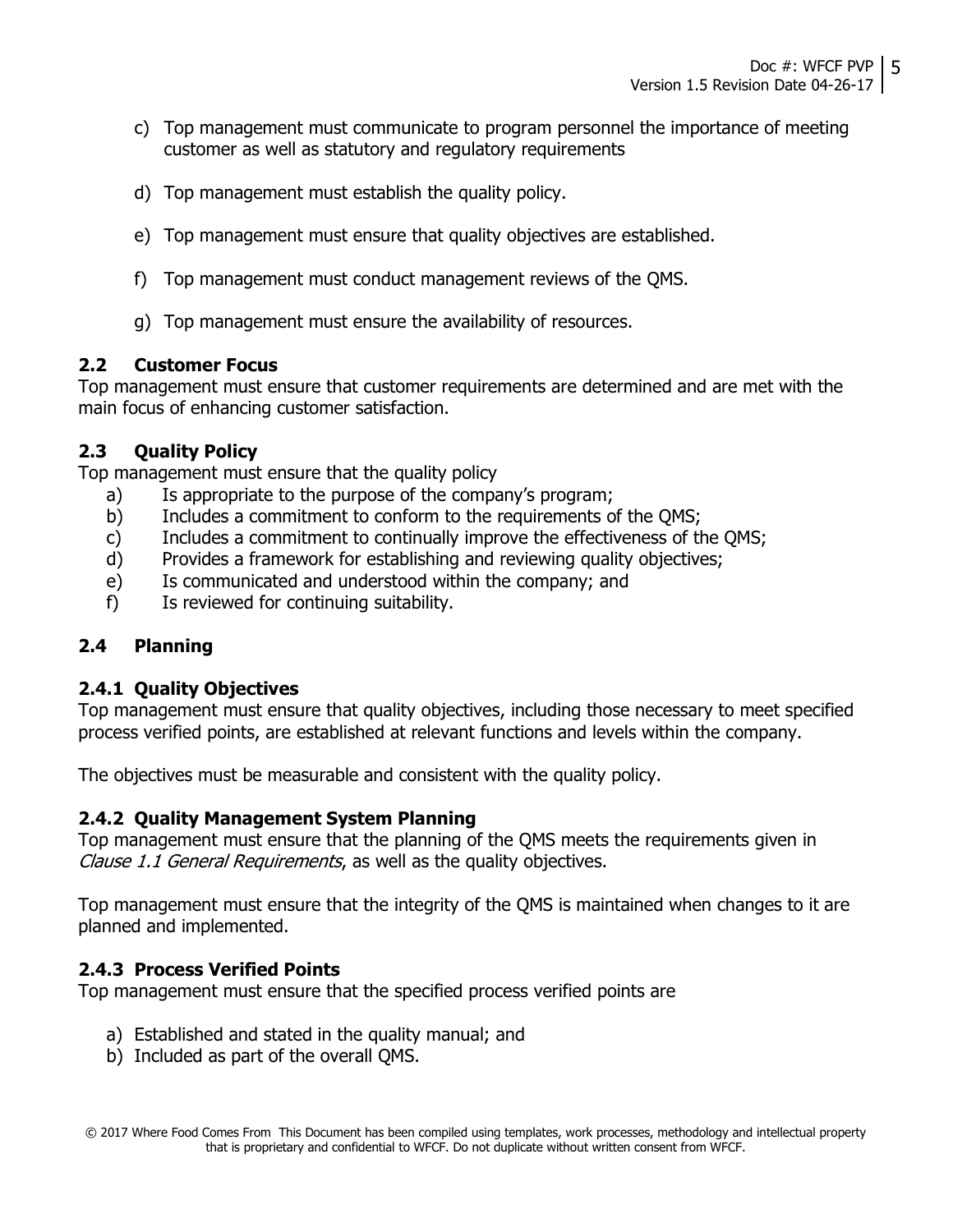c) Top management must communicate to program personnel the importance of meeting customer as well as statutory and regulatory requirements

d) Top management must establish the quality policy.

e) Top management must ensure that quality objectives are established.

f) Top management must conduct management reviews of the QMS.

g) Top management must ensure the availability of resources.

## 2.2 Customer Focus

Top management must ensure that customer requirements are determined and are met with the main focus of enhancing customer satisfaction.

## 2.3 Quality Policy

Top management must ensure that the quality policy

a) Is appropriate to the purpose of the company's program;
b) Includes a commitment to conform to the requirements of the QMS;
c) Includes a commitment to continually improve the effectiveness of the QMS;
d) Provides a framework for establishing and reviewing quality objectives;
e) Is communicated and understood within the company; and
f) Is reviewed for continuing suitability.

## 2.4 Planning

### 2.4.1 Quality Objectives

Top management must ensure that quality objectives, including those necessary to meet specified process verified points, are established at relevant functions and levels within the company.

The objectives must be measurable and consistent with the quality policy.

### 2.4.2 Quality Management System Planning

Top management must ensure that the planning of the QMS meets the requirements given in *Clause 1.1 General Requirements*, as well as the quality objectives.

Top management must ensure that the integrity of the QMS is maintained when changes to it are planned and implemented.

### 2.4.3 Process Verified Points

Top management must ensure that the specified process verified points are

a) Established and stated in the quality manual; and
b) Included as part of the overall QMS.

© 2017 Where Food Comes From This Document has been compiled using templates, work processes, methodology and intellectual property that is proprietary and confidential to WFCF. Do not duplicate without written consent from WFCF.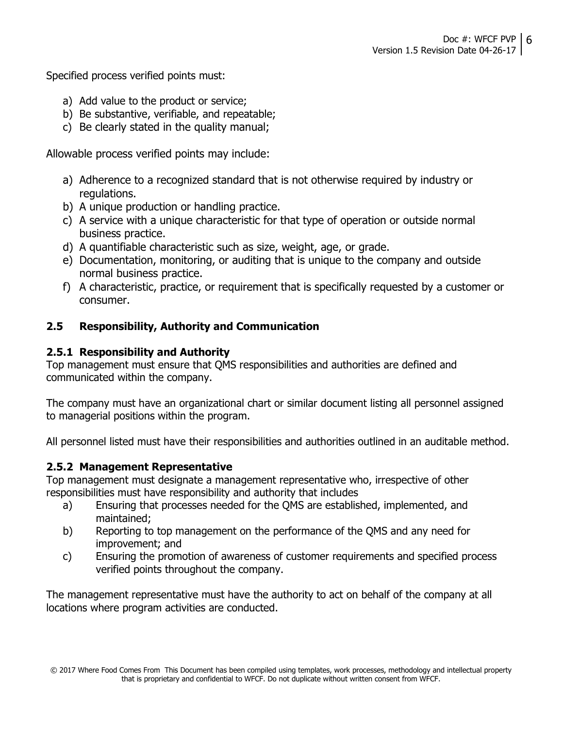Specified process verified points must:

a) Add value to the product or service;
b) Be substantive, verifiable, and repeatable;
c) Be clearly stated in the quality manual;

Allowable process verified points may include:

a) Adherence to a recognized standard that is not otherwise required by industry or regulations.
b) A unique production or handling practice.
c) A service with a unique characteristic for that type of operation or outside normal business practice.
d) A quantifiable characteristic such as size, weight, age, or grade.
e) Documentation, monitoring, or auditing that is unique to the company and outside normal business practice.
f) A characteristic, practice, or requirement that is specifically requested by a customer or consumer.

## 2.5 Responsibility, Authority and Communication

### 2.5.1 Responsibility and Authority

Top management must ensure that QMS responsibilities and authorities are defined and communicated within the company.

The company must have an organizational chart or similar document listing all personnel assigned to managerial positions within the program.

All personnel listed must have their responsibilities and authorities outlined in an auditable method.

### 2.5.2 Management Representative

Top management must designate a management representative who, irrespective of other responsibilities must have responsibility and authority that includes

a) Ensuring that processes needed for the QMS are established, implemented, and maintained;
b) Reporting to top management on the performance of the QMS and any need for improvement; and
c) Ensuring the promotion of awareness of customer requirements and specified process verified points throughout the company.

The management representative must have the authority to act on behalf of the company at all locations where program activities are conducted.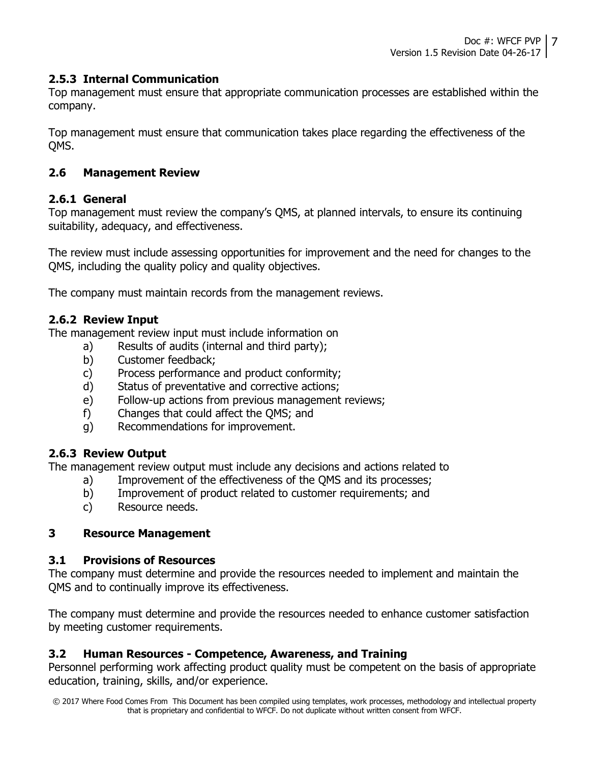### 2.5.3 Internal Communication

Top management must ensure that appropriate communication processes are established within the company.

Top management must ensure that communication takes place regarding the effectiveness of the QMS.

## 2.6 Management Review

### 2.6.1 General

Top management must review the company's QMS, at planned intervals, to ensure its continuing suitability, adequacy, and effectiveness.

The review must include assessing opportunities for improvement and the need for changes to the QMS, including the quality policy and quality objectives.

The company must maintain records from the management reviews.

### 2.6.2 Review Input

The management review input must include information on

a) Results of audits (internal and third party);
b) Customer feedback;
c) Process performance and product conformity;
d) Status of preventative and corrective actions;
e) Follow-up actions from previous management reviews;
f) Changes that could affect the QMS; and
g) Recommendations for improvement.

### 2.6.3 Review Output

The management review output must include any decisions and actions related to

a) Improvement of the effectiveness of the QMS and its processes;
b) Improvement of product related to customer requirements; and
c) Resource needs.

# 3 Resource Management

## 3.1 Provisions of Resources

The company must determine and provide the resources needed to implement and maintain the QMS and to continually improve its effectiveness.

The company must determine and provide the resources needed to enhance customer satisfaction by meeting customer requirements.

## 3.2 Human Resources - Competence, Awareness, and Training

Personnel performing work affecting product quality must be competent on the basis of appropriate education, training, skills, and/or experience.

© 2017 Where Food Comes From This Document has been compiled using templates, work processes, methodology and intellectual property that is proprietary and confidential to WFCF. Do not duplicate without written consent from WFCF.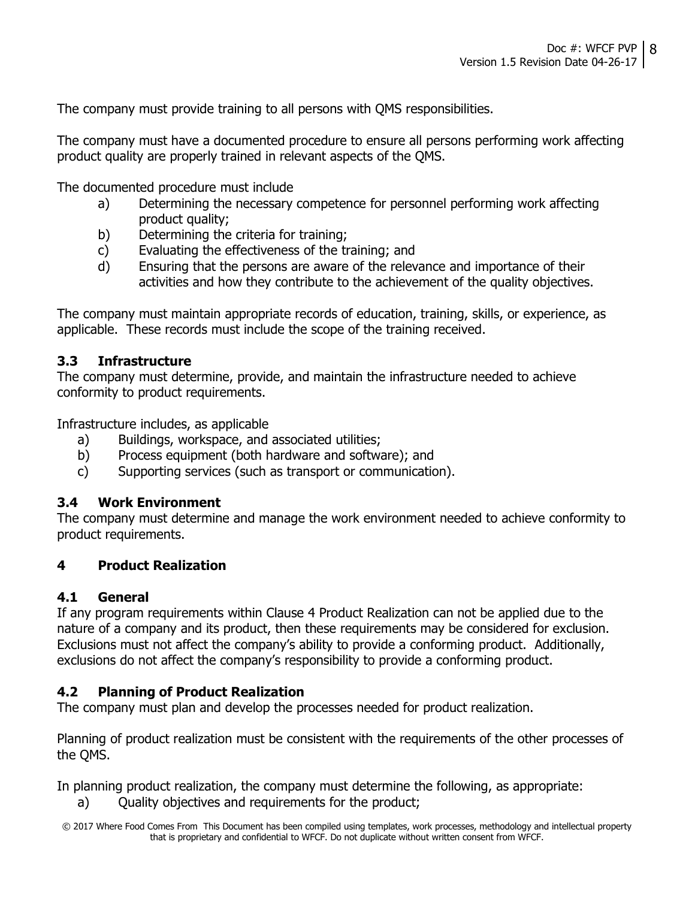The company must provide training to all persons with QMS responsibilities.

The company must have a documented procedure to ensure all persons performing work affecting product quality are properly trained in relevant aspects of the QMS.

The documented procedure must include

a) Determining the necessary competence for personnel performing work affecting product quality;
b) Determining the criteria for training;
c) Evaluating the effectiveness of the training; and
d) Ensuring that the persons are aware of the relevance and importance of their activities and how they contribute to the achievement of the quality objectives.

The company must maintain appropriate records of education, training, skills, or experience, as applicable. These records must include the scope of the training received.

### 3.3 Infrastructure

The company must determine, provide, and maintain the infrastructure needed to achieve conformity to product requirements.

Infrastructure includes, as applicable

a) Buildings, workspace, and associated utilities;
b) Process equipment (both hardware and software); and
c) Supporting services (such as transport or communication).

### 3.4 Work Environment

The company must determine and manage the work environment needed to achieve conformity to product requirements.

## 4 Product Realization

### 4.1 General

If any program requirements within Clause 4 Product Realization can not be applied due to the nature of a company and its product, then these requirements may be considered for exclusion. Exclusions must not affect the company's ability to provide a conforming product. Additionally, exclusions do not affect the company's responsibility to provide a conforming product.

### 4.2 Planning of Product Realization

The company must plan and develop the processes needed for product realization.

Planning of product realization must be consistent with the requirements of the other processes of the QMS.

In planning product realization, the company must determine the following, as appropriate:

a) Quality objectives and requirements for the product;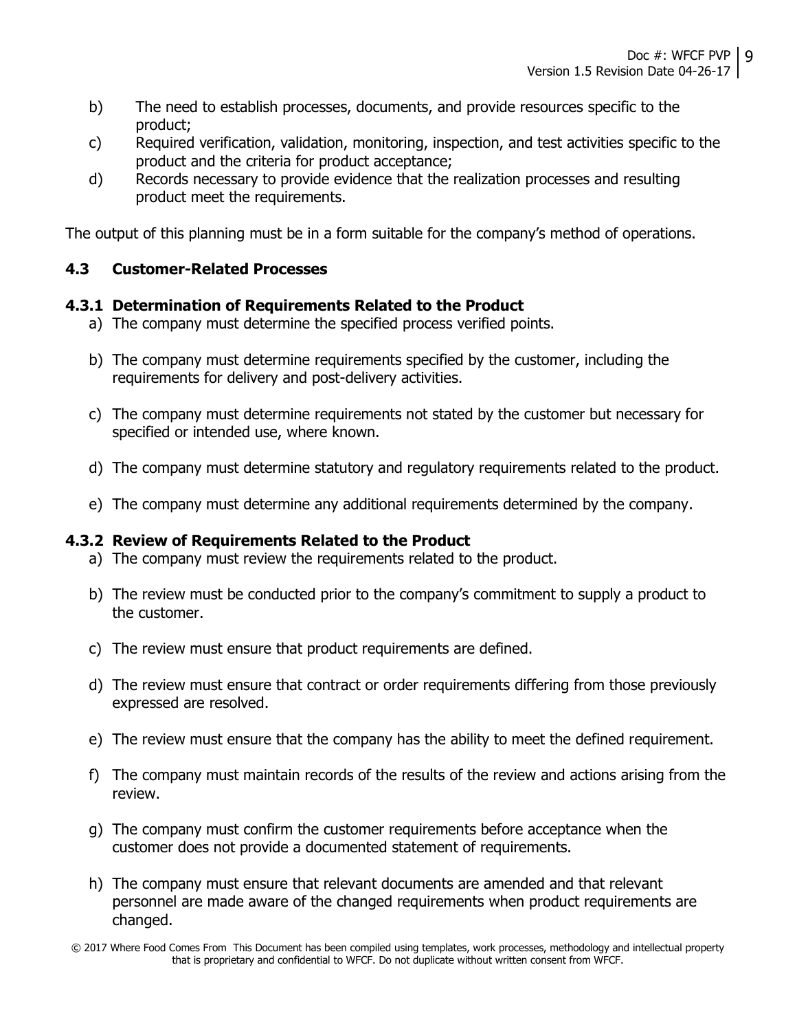b) The need to establish processes, documents, and provide resources specific to the product;

c) Required verification, validation, monitoring, inspection, and test activities specific to the product and the criteria for product acceptance;

d) Records necessary to provide evidence that the realization processes and resulting product meet the requirements.

The output of this planning must be in a form suitable for the company's method of operations.

### 4.3 Customer-Related Processes

#### 4.3.1 Determination of Requirements Related to the Product

a) The company must determine the specified process verified points.

b) The company must determine requirements specified by the customer, including the requirements for delivery and post-delivery activities.

c) The company must determine requirements not stated by the customer but necessary for specified or intended use, where known.

d) The company must determine statutory and regulatory requirements related to the product.

e) The company must determine any additional requirements determined by the company.

#### 4.3.2 Review of Requirements Related to the Product

a) The company must review the requirements related to the product.

b) The review must be conducted prior to the company's commitment to supply a product to the customer.

c) The review must ensure that product requirements are defined.

d) The review must ensure that contract or order requirements differing from those previously expressed are resolved.

e) The review must ensure that the company has the ability to meet the defined requirement.

f) The company must maintain records of the results of the review and actions arising from the review.

g) The company must confirm the customer requirements before acceptance when the customer does not provide a documented statement of requirements.

h) The company must ensure that relevant documents are amended and that relevant personnel are made aware of the changed requirements when product requirements are changed.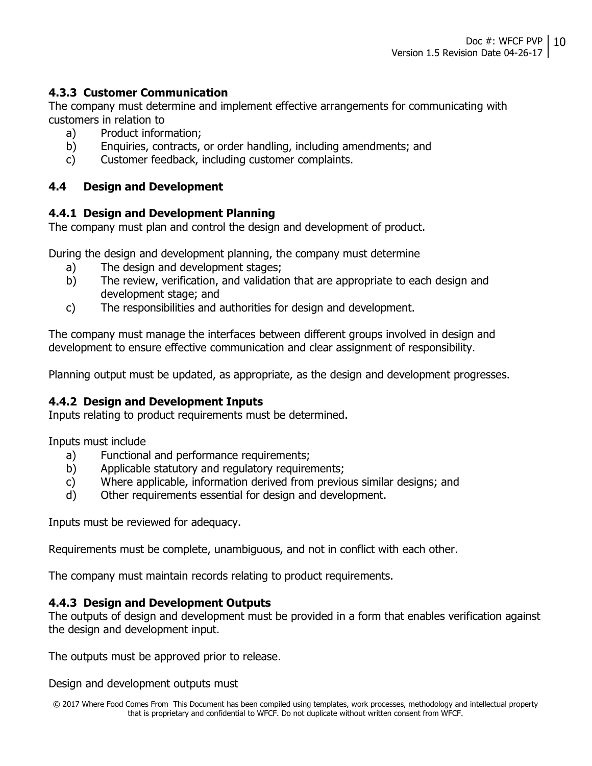### 4.3.3 Customer Communication

The company must determine and implement effective arrangements for communicating with customers in relation to

a) Product information;
b) Enquiries, contracts, or order handling, including amendments; and
c) Customer feedback, including customer complaints.

## 4.4 Design and Development

### 4.4.1 Design and Development Planning

The company must plan and control the design and development of product.

During the design and development planning, the company must determine

a) The design and development stages;
b) The review, verification, and validation that are appropriate to each design and development stage; and
c) The responsibilities and authorities for design and development.

The company must manage the interfaces between different groups involved in design and development to ensure effective communication and clear assignment of responsibility.

Planning output must be updated, as appropriate, as the design and development progresses.

### 4.4.2 Design and Development Inputs

Inputs relating to product requirements must be determined.

Inputs must include

a) Functional and performance requirements;
b) Applicable statutory and regulatory requirements;
c) Where applicable, information derived from previous similar designs; and
d) Other requirements essential for design and development.

Inputs must be reviewed for adequacy.

Requirements must be complete, unambiguous, and not in conflict with each other.

The company must maintain records relating to product requirements.

### 4.4.3 Design and Development Outputs

The outputs of design and development must be provided in a form that enables verification against the design and development input.

The outputs must be approved prior to release.

Design and development outputs must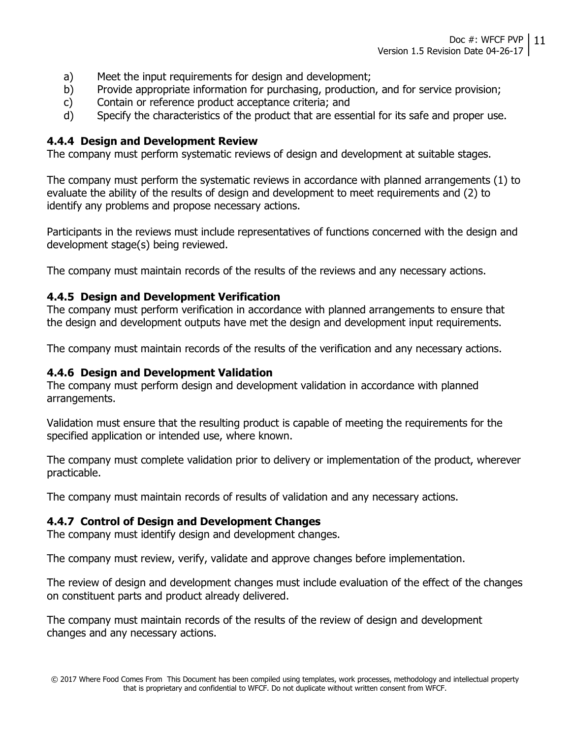a) Meet the input requirements for design and development;
b) Provide appropriate information for purchasing, production, and for service provision;
c) Contain or reference product acceptance criteria; and
d) Specify the characteristics of the product that are essential for its safe and proper use.

### 4.4.4 Design and Development Review

The company must perform systematic reviews of design and development at suitable stages.

The company must perform the systematic reviews in accordance with planned arrangements (1) to evaluate the ability of the results of design and development to meet requirements and (2) to identify any problems and propose necessary actions.

Participants in the reviews must include representatives of functions concerned with the design and development stage(s) being reviewed.

The company must maintain records of the results of the reviews and any necessary actions.

### 4.4.5 Design and Development Verification

The company must perform verification in accordance with planned arrangements to ensure that the design and development outputs have met the design and development input requirements.

The company must maintain records of the results of the verification and any necessary actions.

### 4.4.6 Design and Development Validation

The company must perform design and development validation in accordance with planned arrangements.

Validation must ensure that the resulting product is capable of meeting the requirements for the specified application or intended use, where known.

The company must complete validation prior to delivery or implementation of the product, wherever practicable.

The company must maintain records of results of validation and any necessary actions.

### 4.4.7 Control of Design and Development Changes

The company must identify design and development changes.

The company must review, verify, validate and approve changes before implementation.

The review of design and development changes must include evaluation of the effect of the changes on constituent parts and product already delivered.

The company must maintain records of the results of the review of design and development changes and any necessary actions.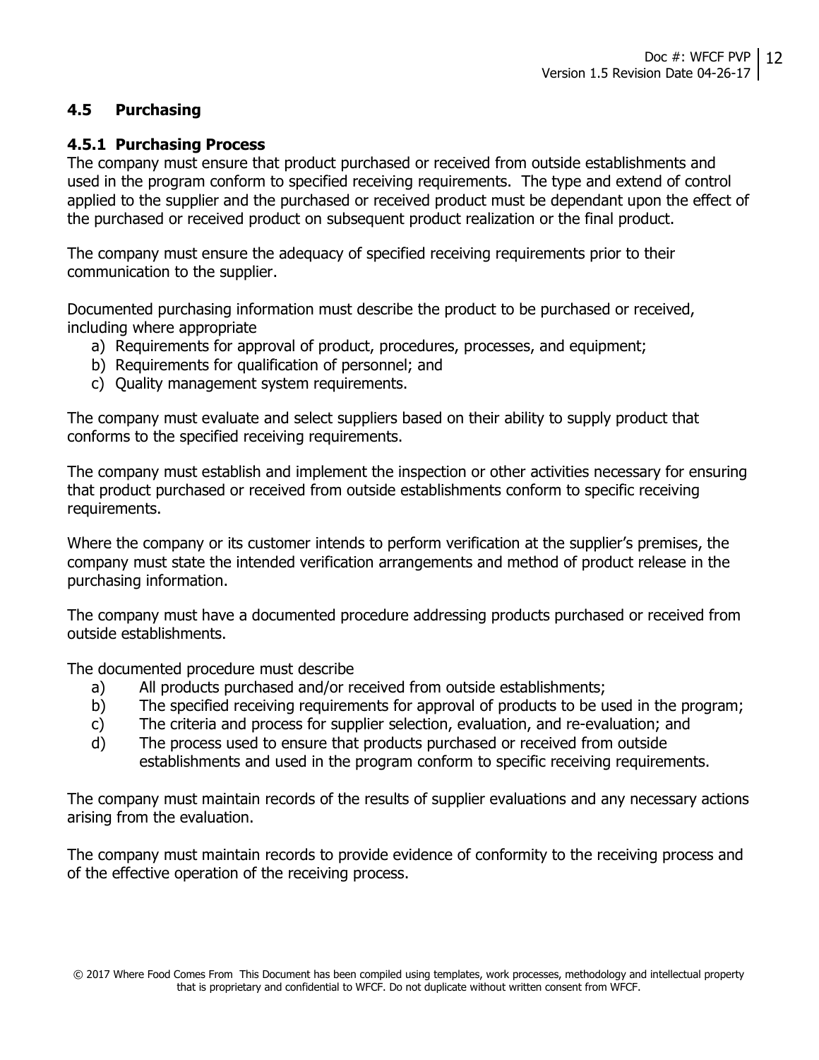## 4.5 Purchasing

### 4.5.1 Purchasing Process

The company must ensure that product purchased or received from outside establishments and used in the program conform to specified receiving requirements. The type and extend of control applied to the supplier and the purchased or received product must be dependant upon the effect of the purchased or received product on subsequent product realization or the final product.

The company must ensure the adequacy of specified receiving requirements prior to their communication to the supplier.

Documented purchasing information must describe the product to be purchased or received, including where appropriate

a) Requirements for approval of product, procedures, processes, and equipment;
b) Requirements for qualification of personnel; and
c) Quality management system requirements.

The company must evaluate and select suppliers based on their ability to supply product that conforms to the specified receiving requirements.

The company must establish and implement the inspection or other activities necessary for ensuring that product purchased or received from outside establishments conform to specific receiving requirements.

Where the company or its customer intends to perform verification at the supplier's premises, the company must state the intended verification arrangements and method of product release in the purchasing information.

The company must have a documented procedure addressing products purchased or received from outside establishments.

The documented procedure must describe

a) All products purchased and/or received from outside establishments;
b) The specified receiving requirements for approval of products to be used in the program;
c) The criteria and process for supplier selection, evaluation, and re-evaluation; and
d) The process used to ensure that products purchased or received from outside establishments and used in the program conform to specific receiving requirements.

The company must maintain records of the results of supplier evaluations and any necessary actions arising from the evaluation.

The company must maintain records to provide evidence of conformity to the receiving process and of the effective operation of the receiving process.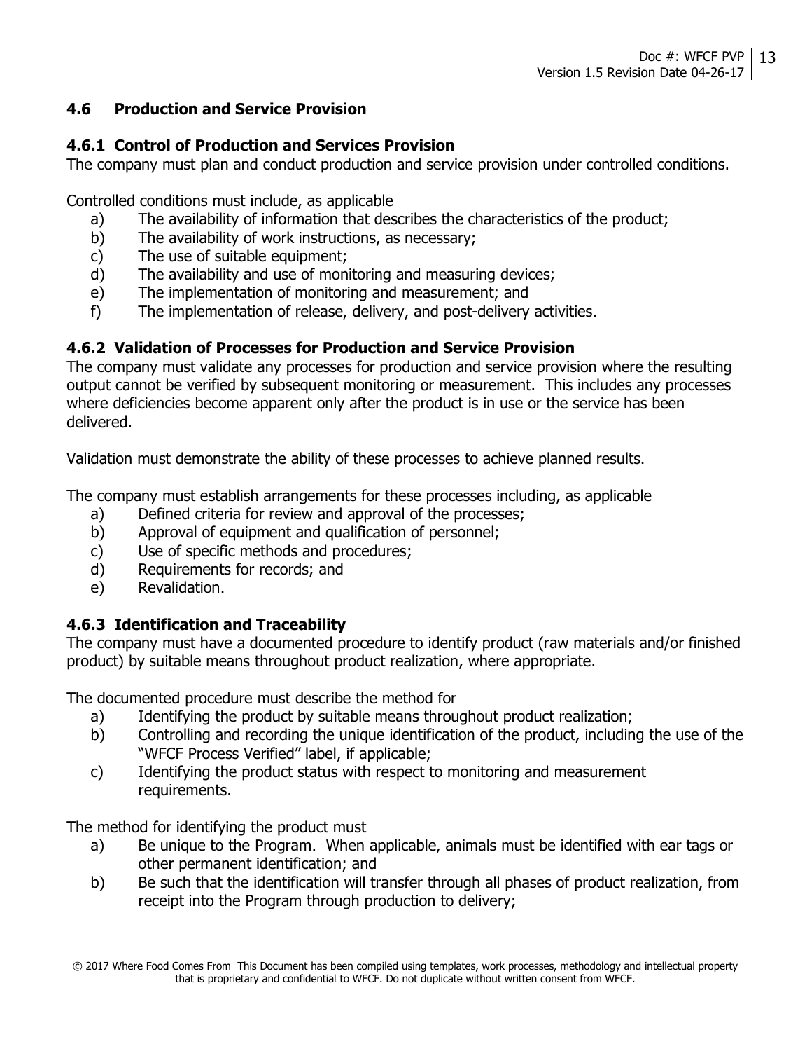## 4.6 Production and Service Provision

### 4.6.1 Control of Production and Services Provision

The company must plan and conduct production and service provision under controlled conditions.

Controlled conditions must include, as applicable

a) The availability of information that describes the characteristics of the product;
b) The availability of work instructions, as necessary;
c) The use of suitable equipment;
d) The availability and use of monitoring and measuring devices;
e) The implementation of monitoring and measurement; and
f) The implementation of release, delivery, and post-delivery activities.

### 4.6.2 Validation of Processes for Production and Service Provision

The company must validate any processes for production and service provision where the resulting output cannot be verified by subsequent monitoring or measurement. This includes any processes where deficiencies become apparent only after the product is in use or the service has been delivered.

Validation must demonstrate the ability of these processes to achieve planned results.

The company must establish arrangements for these processes including, as applicable

a) Defined criteria for review and approval of the processes;
b) Approval of equipment and qualification of personnel;
c) Use of specific methods and procedures;
d) Requirements for records; and
e) Revalidation.

### 4.6.3 Identification and Traceability

The company must have a documented procedure to identify product (raw materials and/or finished product) by suitable means throughout product realization, where appropriate.

The documented procedure must describe the method for

a) Identifying the product by suitable means throughout product realization;
b) Controlling and recording the unique identification of the product, including the use of the "WFCF Process Verified" label, if applicable;
c) Identifying the product status with respect to monitoring and measurement requirements.

The method for identifying the product must

a) Be unique to the Program. When applicable, animals must be identified with ear tags or other permanent identification; and
b) Be such that the identification will transfer through all phases of product realization, from receipt into the Program through production to delivery;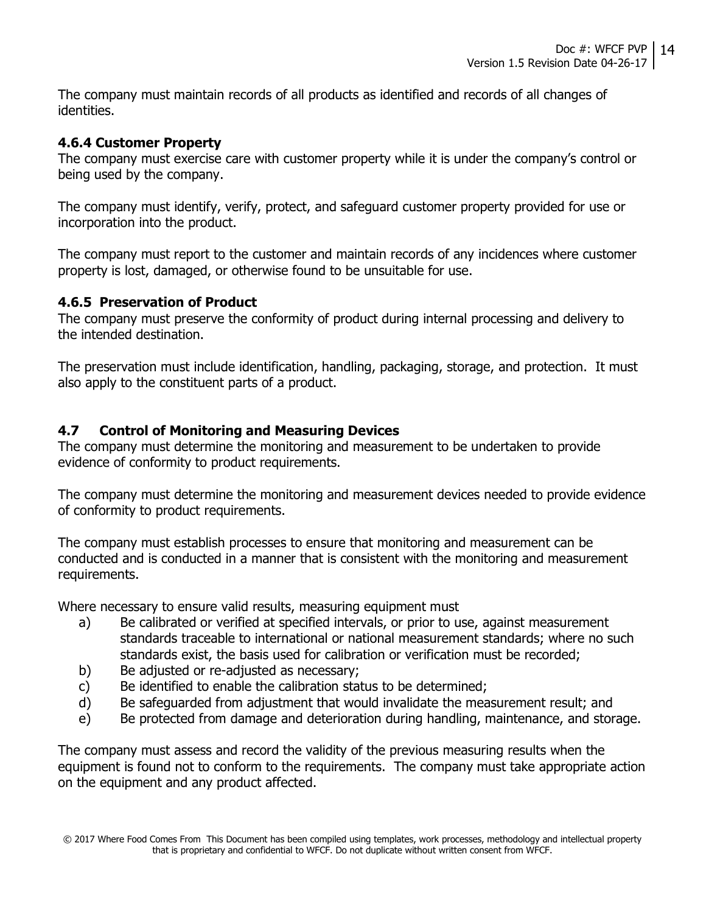The company must maintain records of all products as identified and records of all changes of identities.

### 4.6.4 Customer Property

The company must exercise care with customer property while it is under the company's control or being used by the company.

The company must identify, verify, protect, and safeguard customer property provided for use or incorporation into the product.

The company must report to the customer and maintain records of any incidences where customer property is lost, damaged, or otherwise found to be unsuitable for use.

### 4.6.5 Preservation of Product

The company must preserve the conformity of product during internal processing and delivery to the intended destination.

The preservation must include identification, handling, packaging, storage, and protection. It must also apply to the constituent parts of a product.

## 4.7 Control of Monitoring and Measuring Devices

The company must determine the monitoring and measurement to be undertaken to provide evidence of conformity to product requirements.

The company must determine the monitoring and measurement devices needed to provide evidence of conformity to product requirements.

The company must establish processes to ensure that monitoring and measurement can be conducted and is conducted in a manner that is consistent with the monitoring and measurement requirements.

Where necessary to ensure valid results, measuring equipment must

a) Be calibrated or verified at specified intervals, or prior to use, against measurement standards traceable to international or national measurement standards; where no such standards exist, the basis used for calibration or verification must be recorded;
b) Be adjusted or re-adjusted as necessary;
c) Be identified to enable the calibration status to be determined;
d) Be safeguarded from adjustment that would invalidate the measurement result; and
e) Be protected from damage and deterioration during handling, maintenance, and storage.

The company must assess and record the validity of the previous measuring results when the equipment is found not to conform to the requirements. The company must take appropriate action on the equipment and any product affected.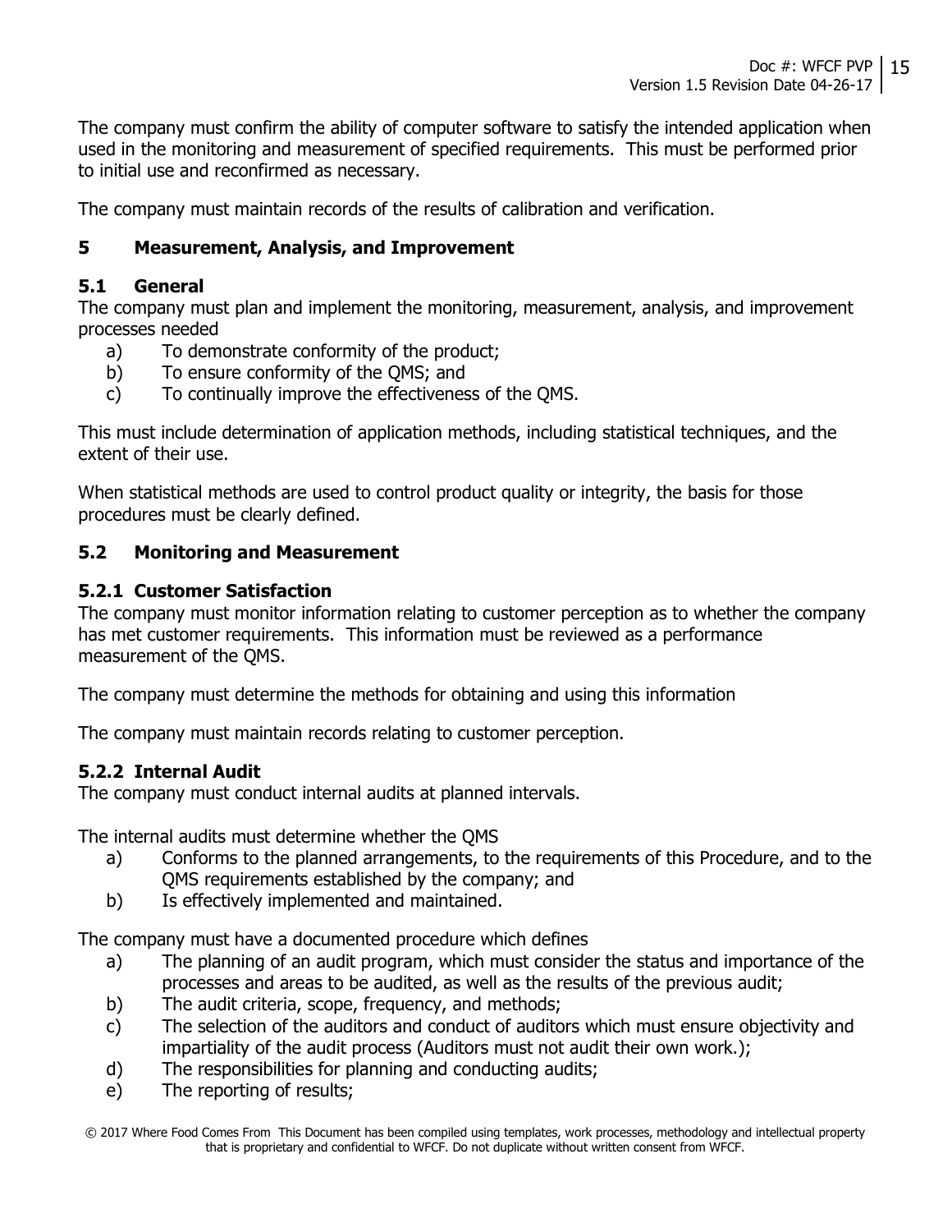The company must confirm the ability of computer software to satisfy the intended application when used in the monitoring and measurement of specified requirements. This must be performed prior to initial use and reconfirmed as necessary.

The company must maintain records of the results of calibration and verification.

## 5 Measurement, Analysis, and Improvement

### 5.1 General

The company must plan and implement the monitoring, measurement, analysis, and improvement processes needed

a) To demonstrate conformity of the product;
b) To ensure conformity of the QMS; and
c) To continually improve the effectiveness of the QMS.

This must include determination of application methods, including statistical techniques, and the extent of their use.

When statistical methods are used to control product quality or integrity, the basis for those procedures must be clearly defined.

### 5.2 Monitoring and Measurement

#### 5.2.1 Customer Satisfaction

The company must monitor information relating to customer perception as to whether the company has met customer requirements. This information must be reviewed as a performance measurement of the QMS.

The company must determine the methods for obtaining and using this information

The company must maintain records relating to customer perception.

#### 5.2.2 Internal Audit

The company must conduct internal audits at planned intervals.

The internal audits must determine whether the QMS

a) Conforms to the planned arrangements, to the requirements of this Procedure, and to the QMS requirements established by the company; and
b) Is effectively implemented and maintained.

The company must have a documented procedure which defines

a) The planning of an audit program, which must consider the status and importance of the processes and areas to be audited, as well as the results of the previous audit;
b) The audit criteria, scope, frequency, and methods;
c) The selection of the auditors and conduct of auditors which must ensure objectivity and impartiality of the audit process (Auditors must not audit their own work.);
d) The responsibilities for planning and conducting audits;
e) The reporting of results;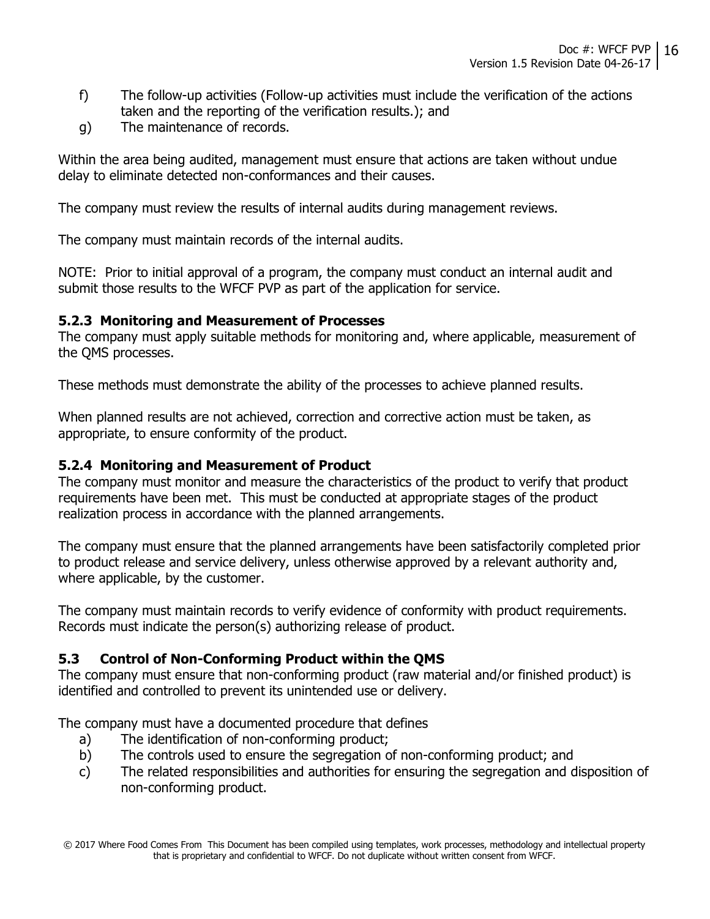f) The follow-up activities (Follow-up activities must include the verification of the actions taken and the reporting of the verification results.); and

g) The maintenance of records.

Within the area being audited, management must ensure that actions are taken without undue delay to eliminate detected non-conformances and their causes.

The company must review the results of internal audits during management reviews.

The company must maintain records of the internal audits.

NOTE: Prior to initial approval of a program, the company must conduct an internal audit and submit those results to the WFCF PVP as part of the application for service.

### 5.2.3 Monitoring and Measurement of Processes

The company must apply suitable methods for monitoring and, where applicable, measurement of the QMS processes.

These methods must demonstrate the ability of the processes to achieve planned results.

When planned results are not achieved, correction and corrective action must be taken, as appropriate, to ensure conformity of the product.

### 5.2.4 Monitoring and Measurement of Product

The company must monitor and measure the characteristics of the product to verify that product requirements have been met. This must be conducted at appropriate stages of the product realization process in accordance with the planned arrangements.

The company must ensure that the planned arrangements have been satisfactorily completed prior to product release and service delivery, unless otherwise approved by a relevant authority and, where applicable, by the customer.

The company must maintain records to verify evidence of conformity with product requirements. Records must indicate the person(s) authorizing release of product.

## 5.3 Control of Non-Conforming Product within the QMS

The company must ensure that non-conforming product (raw material and/or finished product) is identified and controlled to prevent its unintended use or delivery.

The company must have a documented procedure that defines

a) The identification of non-conforming product;

b) The controls used to ensure the segregation of non-conforming product; and

c) The related responsibilities and authorities for ensuring the segregation and disposition of non-conforming product.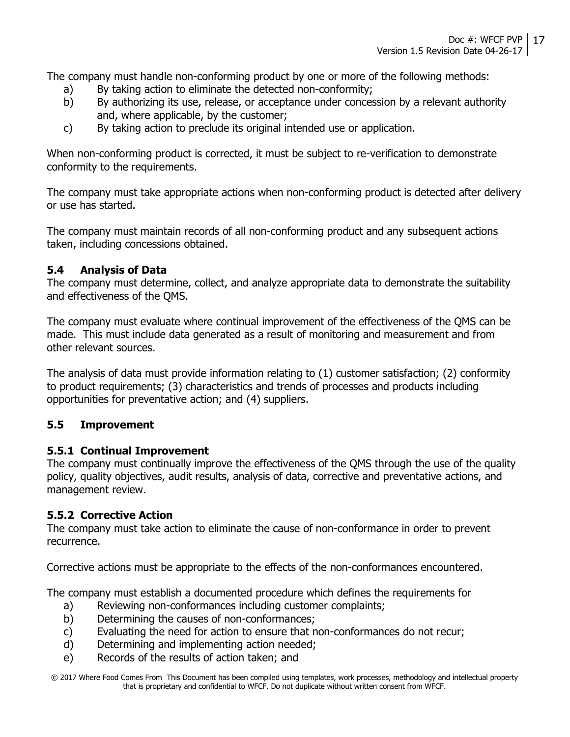The company must handle non-conforming product by one or more of the following methods:

a) By taking action to eliminate the detected non-conformity;
b) By authorizing its use, release, or acceptance under concession by a relevant authority and, where applicable, by the customer;
c) By taking action to preclude its original intended use or application.

When non-conforming product is corrected, it must be subject to re-verification to demonstrate conformity to the requirements.

The company must take appropriate actions when non-conforming product is detected after delivery or use has started.

The company must maintain records of all non-conforming product and any subsequent actions taken, including concessions obtained.

### 5.4 Analysis of Data

The company must determine, collect, and analyze appropriate data to demonstrate the suitability and effectiveness of the QMS.

The company must evaluate where continual improvement of the effectiveness of the QMS can be made. This must include data generated as a result of monitoring and measurement and from other relevant sources.

The analysis of data must provide information relating to (1) customer satisfaction; (2) conformity to product requirements; (3) characteristics and trends of processes and products including opportunities for preventative action; and (4) suppliers.

### 5.5 Improvement

#### 5.5.1 Continual Improvement

The company must continually improve the effectiveness of the QMS through the use of the quality policy, quality objectives, audit results, analysis of data, corrective and preventative actions, and management review.

#### 5.5.2 Corrective Action

The company must take action to eliminate the cause of non-conformance in order to prevent recurrence.

Corrective actions must be appropriate to the effects of the non-conformances encountered.

The company must establish a documented procedure which defines the requirements for

a) Reviewing non-conformances including customer complaints;
b) Determining the causes of non-conformances;
c) Evaluating the need for action to ensure that non-conformances do not recur;
d) Determining and implementing action needed;
e) Records of the results of action taken; and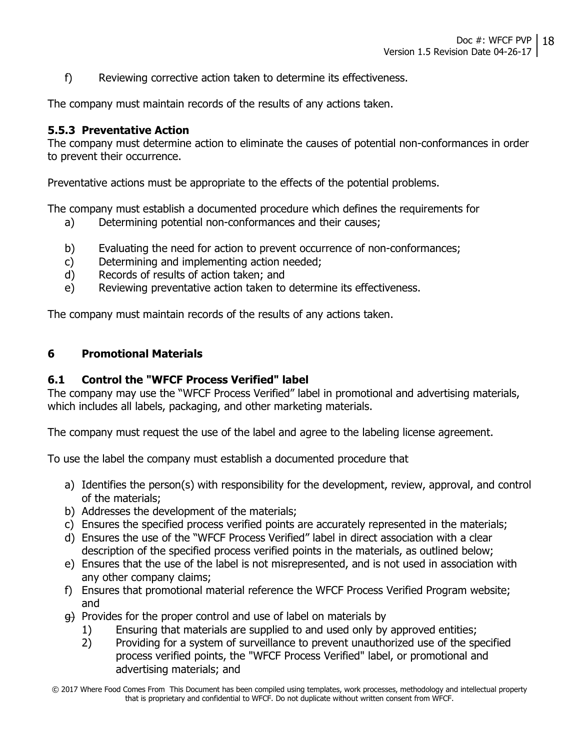f) Reviewing corrective action taken to determine its effectiveness.

The company must maintain records of the results of any actions taken.

### 5.5.3 Preventative Action

The company must determine action to eliminate the causes of potential non-conformances in order to prevent their occurrence.

Preventative actions must be appropriate to the effects of the potential problems.

The company must establish a documented procedure which defines the requirements for

a) Determining potential non-conformances and their causes;

b) Evaluating the need for action to prevent occurrence of non-conformances;
c) Determining and implementing action needed;
d) Records of results of action taken; and
e) Reviewing preventative action taken to determine its effectiveness.

The company must maintain records of the results of any actions taken.

## 6 Promotional Materials

### 6.1 Control the "WFCF Process Verified" label

The company may use the "WFCF Process Verified" label in promotional and advertising materials, which includes all labels, packaging, and other marketing materials.

The company must request the use of the label and agree to the labeling license agreement.

To use the label the company must establish a documented procedure that

a) Identifies the person(s) with responsibility for the development, review, approval, and control of the materials;
b) Addresses the development of the materials;
c) Ensures the specified process verified points are accurately represented in the materials;
d) Ensures the use of the "WFCF Process Verified" label in direct association with a clear description of the specified process verified points in the materials, as outlined below;
e) Ensures that the use of the label is not misrepresented, and is not used in association with any other company claims;
f) Ensures that promotional material reference the WFCF Process Verified Program website; and
g) Provides for the proper control and use of label on materials by
   1) Ensuring that materials are supplied to and used only by approved entities;
   2) Providing for a system of surveillance to prevent unauthorized use of the specified process verified points, the "WFCF Process Verified" label, or promotional and advertising materials; and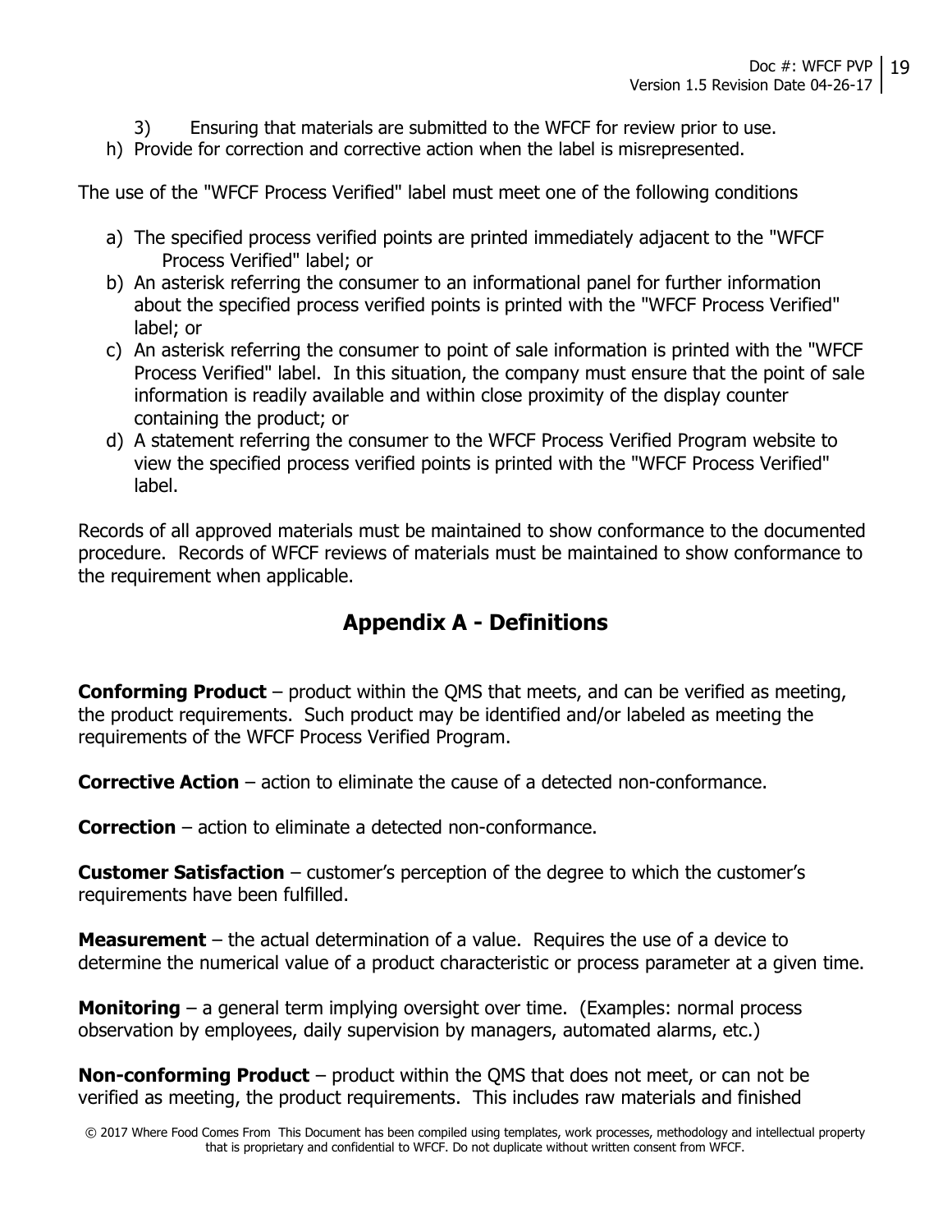3) Ensuring that materials are submitted to the WFCF for review prior to use.

h) Provide for correction and corrective action when the label is misrepresented.

The use of the "WFCF Process Verified" label must meet one of the following conditions

a) The specified process verified points are printed immediately adjacent to the "WFCF Process Verified" label; or
b) An asterisk referring the consumer to an informational panel for further information about the specified process verified points is printed with the "WFCF Process Verified" label; or
c) An asterisk referring the consumer to point of sale information is printed with the "WFCF Process Verified" label. In this situation, the company must ensure that the point of sale information is readily available and within close proximity of the display counter containing the product; or
d) A statement referring the consumer to the WFCF Process Verified Program website to view the specified process verified points is printed with the "WFCF Process Verified" label.

Records of all approved materials must be maintained to show conformance to the documented procedure. Records of WFCF reviews of materials must be maintained to show conformance to the requirement when applicable.

## Appendix A - Definitions

**Conforming Product** – product within the QMS that meets, and can be verified as meeting, the product requirements. Such product may be identified and/or labeled as meeting the requirements of the WFCF Process Verified Program.

**Corrective Action** – action to eliminate the cause of a detected non-conformance.

**Correction** – action to eliminate a detected non-conformance.

**Customer Satisfaction** – customer's perception of the degree to which the customer's requirements have been fulfilled.

**Measurement** – the actual determination of a value. Requires the use of a device to determine the numerical value of a product characteristic or process parameter at a given time.

**Monitoring** – a general term implying oversight over time. (Examples: normal process observation by employees, daily supervision by managers, automated alarms, etc.)

**Non-conforming Product** – product within the QMS that does not meet, or can not be verified as meeting, the product requirements. This includes raw materials and finished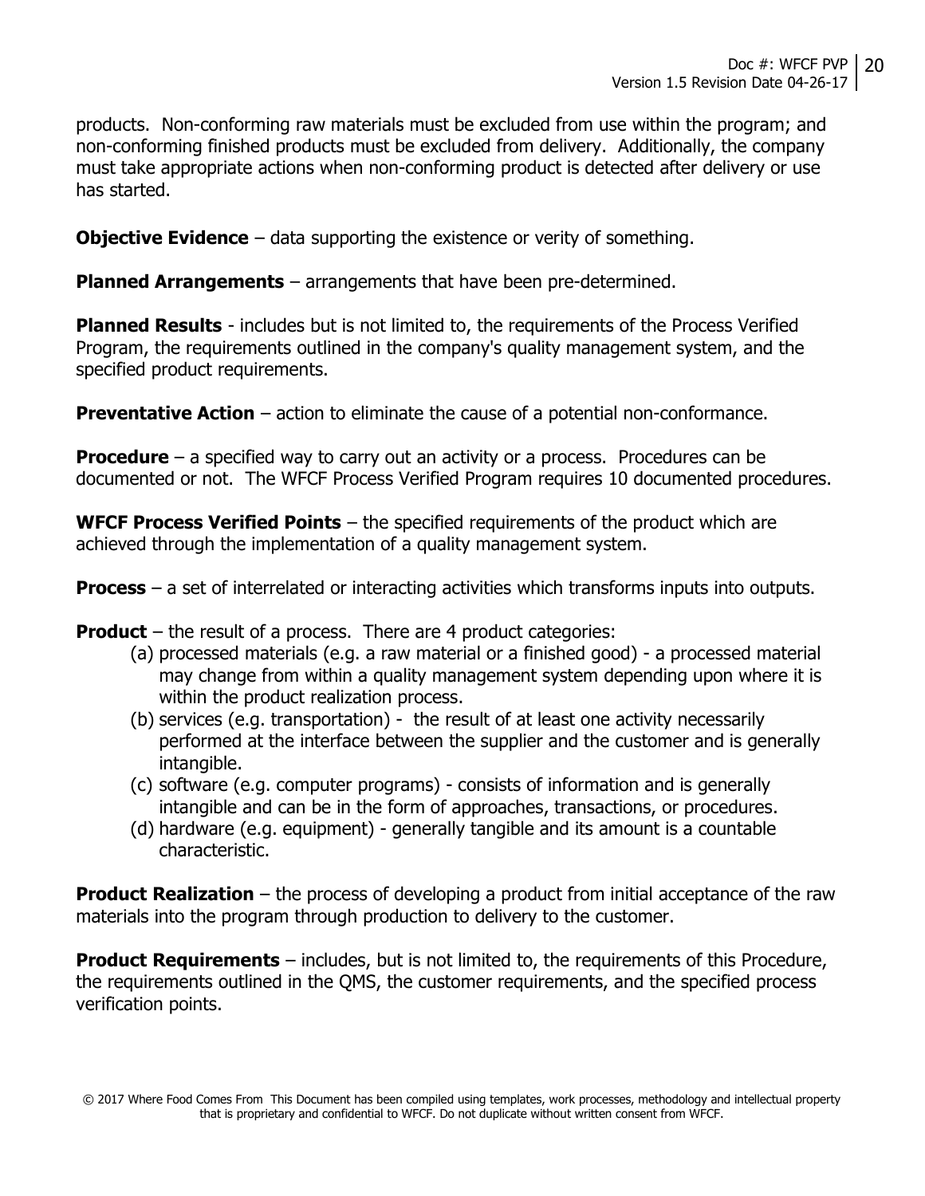products. Non-conforming raw materials must be excluded from use within the program; and non-conforming finished products must be excluded from delivery. Additionally, the company must take appropriate actions when non-conforming product is detected after delivery or use has started.

**Objective Evidence** – data supporting the existence or verity of something.

**Planned Arrangements** – arrangements that have been pre-determined.

**Planned Results** - includes but is not limited to, the requirements of the Process Verified Program, the requirements outlined in the company's quality management system, and the specified product requirements.

**Preventative Action** – action to eliminate the cause of a potential non-conformance.

**Procedure** – a specified way to carry out an activity or a process. Procedures can be documented or not. The WFCF Process Verified Program requires 10 documented procedures.

**WFCF Process Verified Points** – the specified requirements of the product which are achieved through the implementation of a quality management system.

**Process** – a set of interrelated or interacting activities which transforms inputs into outputs.

**Product** – the result of a process. There are 4 product categories:

(a) processed materials (e.g. a raw material or a finished good) - a processed material may change from within a quality management system depending upon where it is within the product realization process.
(b) services (e.g. transportation) - the result of at least one activity necessarily performed at the interface between the supplier and the customer and is generally intangible.
(c) software (e.g. computer programs) - consists of information and is generally intangible and can be in the form of approaches, transactions, or procedures.
(d) hardware (e.g. equipment) - generally tangible and its amount is a countable characteristic.

**Product Realization** – the process of developing a product from initial acceptance of the raw materials into the program through production to delivery to the customer.

**Product Requirements** – includes, but is not limited to, the requirements of this Procedure, the requirements outlined in the QMS, the customer requirements, and the specified process verification points.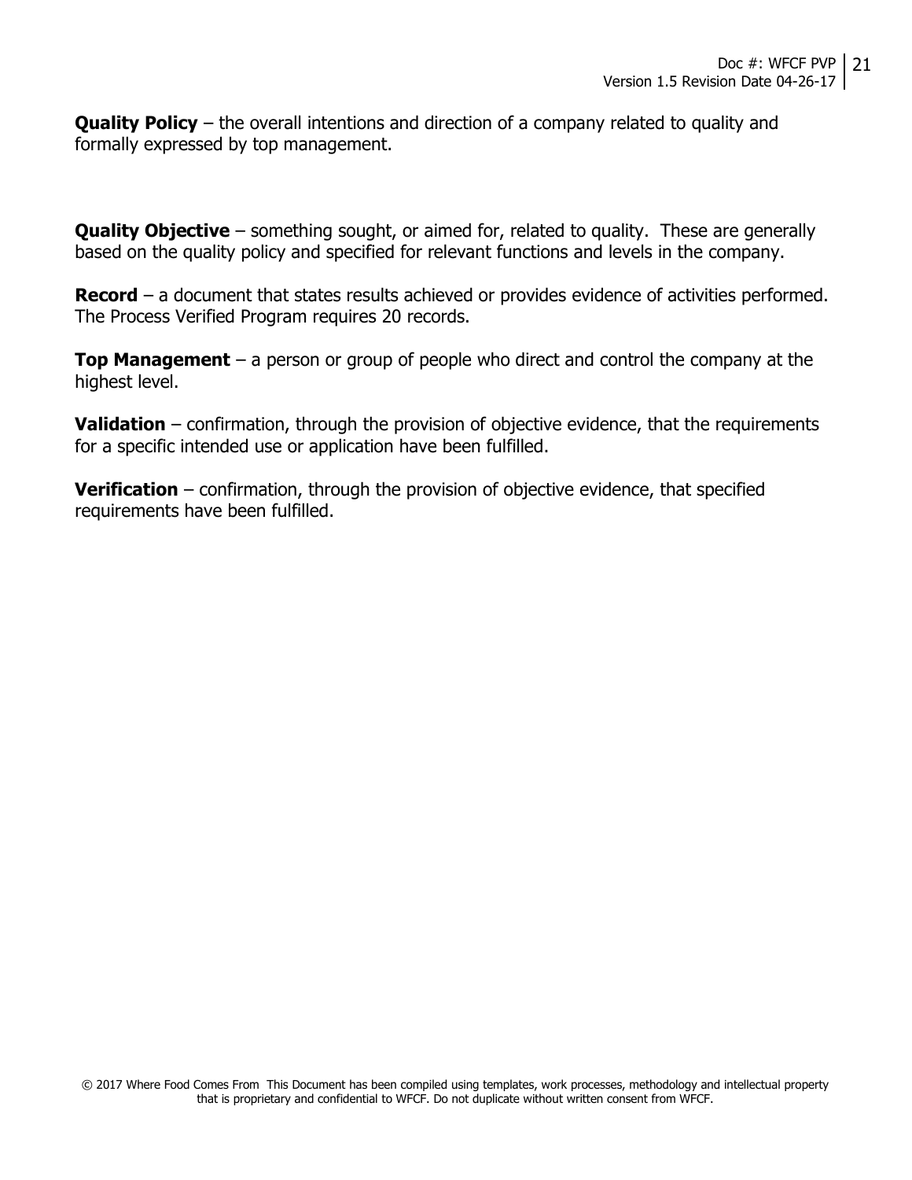**Quality Policy** – the overall intentions and direction of a company related to quality and formally expressed by top management.

**Quality Objective** – something sought, or aimed for, related to quality. These are generally based on the quality policy and specified for relevant functions and levels in the company.

**Record** – a document that states results achieved or provides evidence of activities performed. The Process Verified Program requires 20 records.

**Top Management** – a person or group of people who direct and control the company at the highest level.

**Validation** – confirmation, through the provision of objective evidence, that the requirements for a specific intended use or application have been fulfilled.

**Verification** – confirmation, through the provision of objective evidence, that specified requirements have been fulfilled.